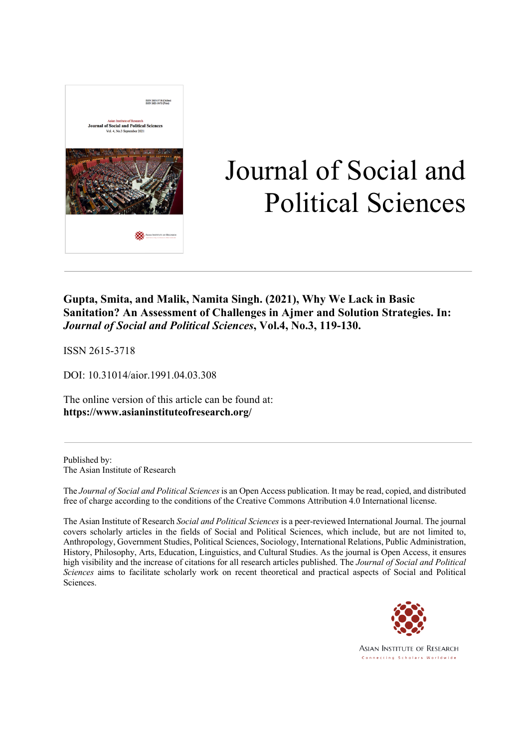# Journal of Social and Political Sciences

**Gupta, Smita, and Malik, Namita Singh. (2021), Why We Lack in Basic Sanitation? An Assessment of Challenges in Ajmer and Solution Strategies. In: *Journal of Social and Political Sciences*, Vol.4, No.3, 119-130.**

ISSN 2615-3718

DOI: 10.31014/aior.1991.04.03.308

The online version of this article can be found at:
**https://www.asianinstituteofresearch.org/**

Published by:
The Asian Institute of Research

The *Journal of Social and Political Sciences* is an Open Access publication. It may be read, copied, and distributed free of charge according to the conditions of the Creative Commons Attribution 4.0 International license.

The Asian Institute of Research *Social and Political Sciences* is a peer-reviewed International Journal. The journal covers scholarly articles in the fields of Social and Political Sciences, which include, but are not limited to, Anthropology, Government Studies, Political Sciences, Sociology, International Relations, Public Administration, History, Philosophy, Arts, Education, Linguistics, and Cultural Studies. As the journal is Open Access, it ensures high visibility and the increase of citations for all research articles published. The *Journal of Social and Political Sciences* aims to facilitate scholarly work on recent theoretical and practical aspects of Social and Political Sciences.

ASIAN INSTITUTE OF RESEARCH
Connecting Scholars Worldwide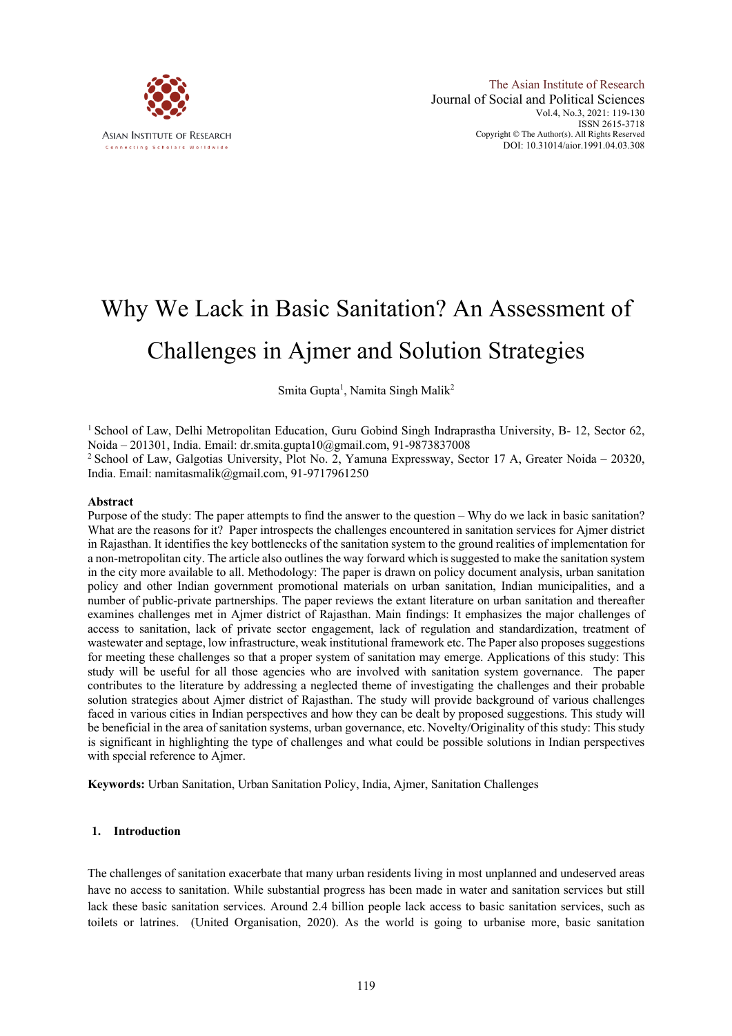# Why We Lack in Basic Sanitation? An Assessment of Challenges in Ajmer and Solution Strategies

Smita Gupta[1], Namita Singh Malik[2]

[1] School of Law, Delhi Metropolitan Education, Guru Gobind Singh Indraprastha University, B- 12, Sector 62, Noida – 201301, India. Email: dr.smita.gupta10@gmail.com, 91-9873837008

[2] School of Law, Galgotias University, Plot No. 2, Yamuna Expressway, Sector 17 A, Greater Noida – 20320, India. Email: namitasmalik@gmail.com, 91-9717961250

## Abstract

Purpose of the study: The paper attempts to find the answer to the question – Why do we lack in basic sanitation? What are the reasons for it? Paper introspects the challenges encountered in sanitation services for Ajmer district in Rajasthan. It identifies the key bottlenecks of the sanitation system to the ground realities of implementation for a non-metropolitan city. The article also outlines the way forward which is suggested to make the sanitation system in the city more available to all. Methodology: The paper is drawn on policy document analysis, urban sanitation policy and other Indian government promotional materials on urban sanitation, Indian municipalities, and a number of public-private partnerships. The paper reviews the extant literature on urban sanitation and thereafter examines challenges met in Ajmer district of Rajasthan. Main findings: It emphasizes the major challenges of access to sanitation, lack of private sector engagement, lack of regulation and standardization, treatment of wastewater and septage, low infrastructure, weak institutional framework etc. The Paper also proposes suggestions for meeting these challenges so that a proper system of sanitation may emerge. Applications of this study: This study will be useful for all those agencies who are involved with sanitation system governance. The paper contributes to the literature by addressing a neglected theme of investigating the challenges and their probable solution strategies about Ajmer district of Rajasthan. The study will provide background of various challenges faced in various cities in Indian perspectives and how they can be dealt by proposed suggestions. This study will be beneficial in the area of sanitation systems, urban governance, etc. Novelty/Originality of this study: This study is significant in highlighting the type of challenges and what could be possible solutions in Indian perspectives with special reference to Ajmer.

**Keywords:** Urban Sanitation, Urban Sanitation Policy, India, Ajmer, Sanitation Challenges

## 1. Introduction

The challenges of sanitation exacerbate that many urban residents living in most unplanned and undeserved areas have no access to sanitation. While substantial progress has been made in water and sanitation services but still lack these basic sanitation services. Around 2.4 billion people lack access to basic sanitation services, such as toilets or latrines. (United Organisation, 2020). As the world is going to urbanise more, basic sanitation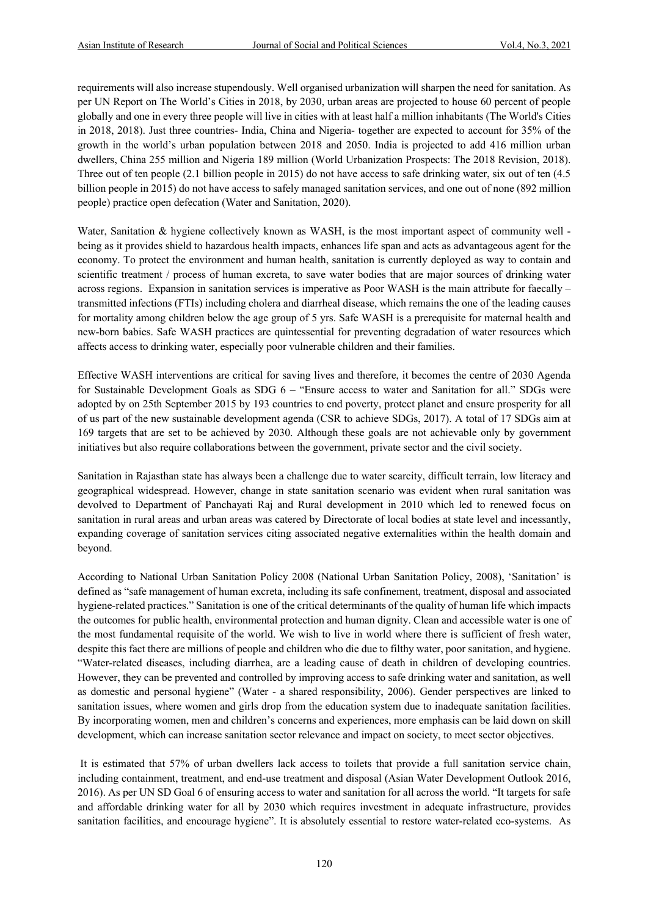requirements will also increase stupendously. Well organised urbanization will sharpen the need for sanitation. As per UN Report on The World's Cities in 2018, by 2030, urban areas are projected to house 60 percent of people globally and one in every three people will live in cities with at least half a million inhabitants (The World's Cities in 2018, 2018). Just three countries- India, China and Nigeria- together are expected to account for 35% of the growth in the world's urban population between 2018 and 2050. India is projected to add 416 million urban dwellers, China 255 million and Nigeria 189 million (World Urbanization Prospects: The 2018 Revision, 2018). Three out of ten people (2.1 billion people in 2015) do not have access to safe drinking water, six out of ten (4.5 billion people in 2015) do not have access to safely managed sanitation services, and one out of none (892 million people) practice open defecation (Water and Sanitation, 2020).

Water, Sanitation & hygiene collectively known as WASH, is the most important aspect of community well - being as it provides shield to hazardous health impacts, enhances life span and acts as advantageous agent for the economy. To protect the environment and human health, sanitation is currently deployed as way to contain and scientific treatment / process of human excreta, to save water bodies that are major sources of drinking water across regions. Expansion in sanitation services is imperative as Poor WASH is the main attribute for faecally – transmitted infections (FTIs) including cholera and diarrheal disease, which remains the one of the leading causes for mortality among children below the age group of 5 yrs. Safe WASH is a prerequisite for maternal health and new-born babies. Safe WASH practices are quintessential for preventing degradation of water resources which affects access to drinking water, especially poor vulnerable children and their families.

Effective WASH interventions are critical for saving lives and therefore, it becomes the centre of 2030 Agenda for Sustainable Development Goals as SDG 6 – "Ensure access to water and Sanitation for all." SDGs were adopted by on 25th September 2015 by 193 countries to end poverty, protect planet and ensure prosperity for all of us part of the new sustainable development agenda (CSR to achieve SDGs, 2017). A total of 17 SDGs aim at 169 targets that are set to be achieved by 2030. Although these goals are not achievable only by government initiatives but also require collaborations between the government, private sector and the civil society.

Sanitation in Rajasthan state has always been a challenge due to water scarcity, difficult terrain, low literacy and geographical widespread. However, change in state sanitation scenario was evident when rural sanitation was devolved to Department of Panchayati Raj and Rural development in 2010 which led to renewed focus on sanitation in rural areas and urban areas was catered by Directorate of local bodies at state level and incessantly, expanding coverage of sanitation services citing associated negative externalities within the health domain and beyond.

According to National Urban Sanitation Policy 2008 (National Urban Sanitation Policy, 2008), 'Sanitation' is defined as "safe management of human excreta, including its safe confinement, treatment, disposal and associated hygiene-related practices." Sanitation is one of the critical determinants of the quality of human life which impacts the outcomes for public health, environmental protection and human dignity. Clean and accessible water is one of the most fundamental requisite of the world. We wish to live in world where there is sufficient of fresh water, despite this fact there are millions of people and children who die due to filthy water, poor sanitation, and hygiene. "Water-related diseases, including diarrhea, are a leading cause of death in children of developing countries. However, they can be prevented and controlled by improving access to safe drinking water and sanitation, as well as domestic and personal hygiene" (Water - a shared responsibility, 2006). Gender perspectives are linked to sanitation issues, where women and girls drop from the education system due to inadequate sanitation facilities. By incorporating women, men and children's concerns and experiences, more emphasis can be laid down on skill development, which can increase sanitation sector relevance and impact on society, to meet sector objectives.

It is estimated that 57% of urban dwellers lack access to toilets that provide a full sanitation service chain, including containment, treatment, and end-use treatment and disposal (Asian Water Development Outlook 2016, 2016). As per UN SD Goal 6 of ensuring access to water and sanitation for all across the world. "It targets for safe and affordable drinking water for all by 2030 which requires investment in adequate infrastructure, provides sanitation facilities, and encourage hygiene". It is absolutely essential to restore water-related eco-systems. As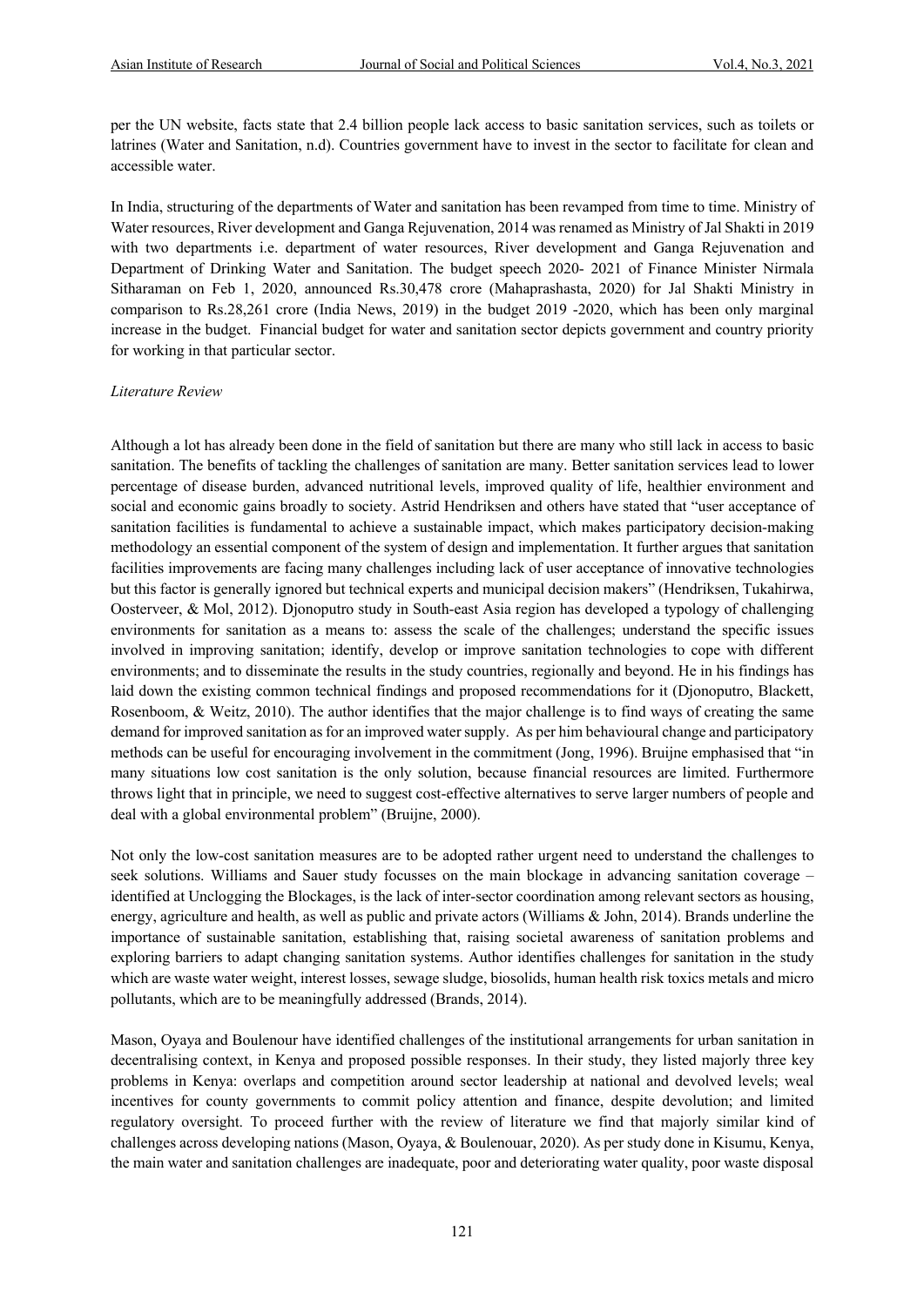per the UN website, facts state that 2.4 billion people lack access to basic sanitation services, such as toilets or latrines (Water and Sanitation, n.d). Countries government have to invest in the sector to facilitate for clean and accessible water.

In India, structuring of the departments of Water and sanitation has been revamped from time to time. Ministry of Water resources, River development and Ganga Rejuvenation, 2014 was renamed as Ministry of Jal Shakti in 2019 with two departments i.e. department of water resources, River development and Ganga Rejuvenation and Department of Drinking Water and Sanitation. The budget speech 2020- 2021 of Finance Minister Nirmala Sitharaman on Feb 1, 2020, announced Rs.30,478 crore (Mahaprashasta, 2020) for Jal Shakti Ministry in comparison to Rs.28,261 crore (India News, 2019) in the budget 2019 -2020, which has been only marginal increase in the budget. Financial budget for water and sanitation sector depicts government and country priority for working in that particular sector.

*Literature Review*

Although a lot has already been done in the field of sanitation but there are many who still lack in access to basic sanitation. The benefits of tackling the challenges of sanitation are many. Better sanitation services lead to lower percentage of disease burden, advanced nutritional levels, improved quality of life, healthier environment and social and economic gains broadly to society. Astrid Hendriksen and others have stated that "user acceptance of sanitation facilities is fundamental to achieve a sustainable impact, which makes participatory decision-making methodology an essential component of the system of design and implementation. It further argues that sanitation facilities improvements are facing many challenges including lack of user acceptance of innovative technologies but this factor is generally ignored but technical experts and municipal decision makers" (Hendriksen, Tukahirwa, Oosterveer, & Mol, 2012). Djonoputro study in South-east Asia region has developed a typology of challenging environments for sanitation as a means to: assess the scale of the challenges; understand the specific issues involved in improving sanitation; identify, develop or improve sanitation technologies to cope with different environments; and to disseminate the results in the study countries, regionally and beyond. He in his findings has laid down the existing common technical findings and proposed recommendations for it (Djonoputro, Blackett, Rosenboom, & Weitz, 2010). The author identifies that the major challenge is to find ways of creating the same demand for improved sanitation as for an improved water supply. As per him behavioural change and participatory methods can be useful for encouraging involvement in the commitment (Jong, 1996). Bruijne emphasised that "in many situations low cost sanitation is the only solution, because financial resources are limited. Furthermore throws light that in principle, we need to suggest cost-effective alternatives to serve larger numbers of people and deal with a global environmental problem" (Bruijne, 2000).

Not only the low-cost sanitation measures are to be adopted rather urgent need to understand the challenges to seek solutions. Williams and Sauer study focusses on the main blockage in advancing sanitation coverage – identified at Unclogging the Blockages, is the lack of inter-sector coordination among relevant sectors as housing, energy, agriculture and health, as well as public and private actors (Williams & John, 2014). Brands underline the importance of sustainable sanitation, establishing that, raising societal awareness of sanitation problems and exploring barriers to adapt changing sanitation systems. Author identifies challenges for sanitation in the study which are waste water weight, interest losses, sewage sludge, biosolids, human health risk toxics metals and micro pollutants, which are to be meaningfully addressed (Brands, 2014).

Mason, Oyaya and Boulenour have identified challenges of the institutional arrangements for urban sanitation in decentralising context, in Kenya and proposed possible responses. In their study, they listed majorly three key problems in Kenya: overlaps and competition around sector leadership at national and devolved levels; weal incentives for county governments to commit policy attention and finance, despite devolution; and limited regulatory oversight. To proceed further with the review of literature we find that majorly similar kind of challenges across developing nations (Mason, Oyaya, & Boulenouar, 2020). As per study done in Kisumu, Kenya, the main water and sanitation challenges are inadequate, poor and deteriorating water quality, poor waste disposal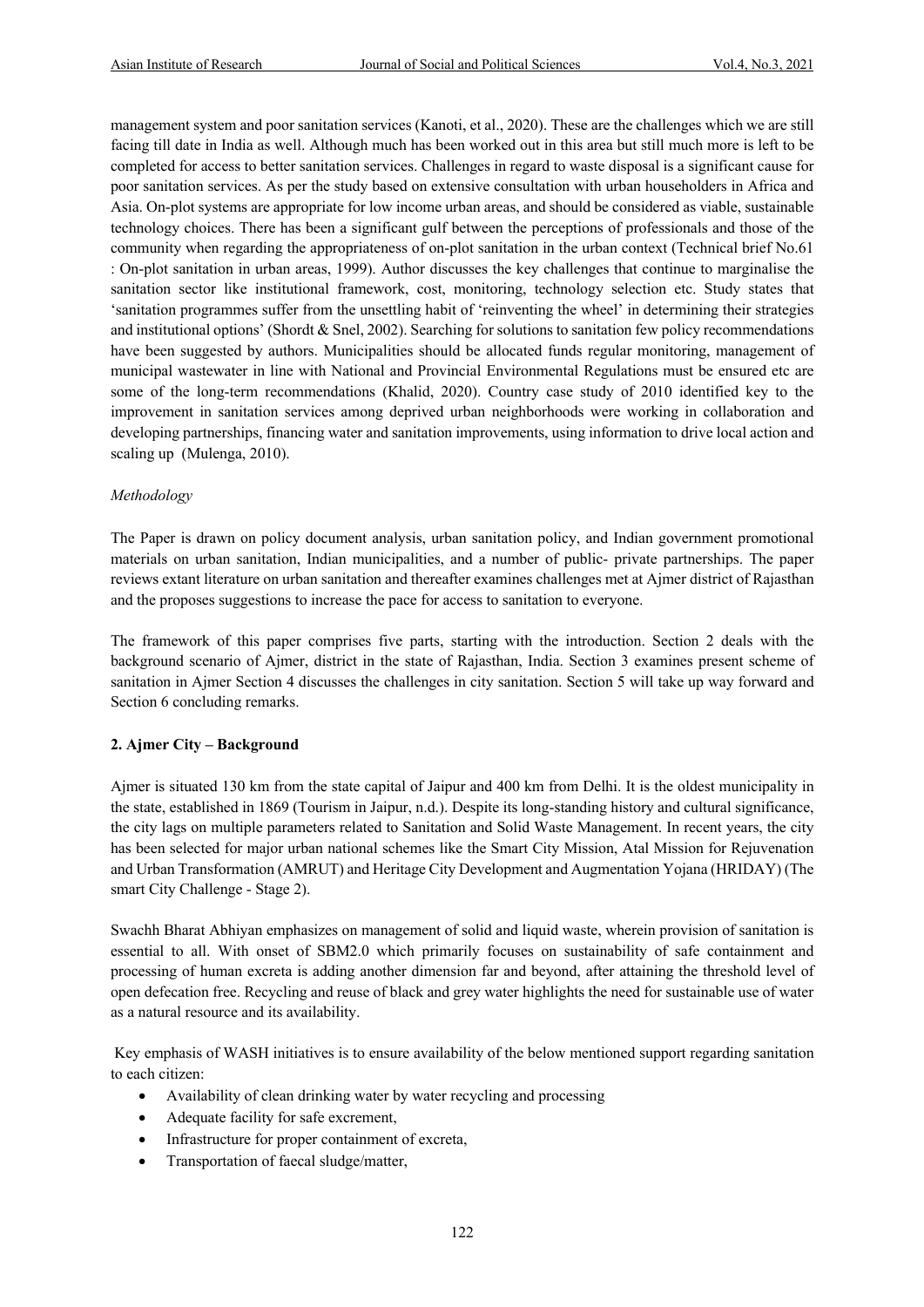management system and poor sanitation services (Kanoti, et al., 2020). These are the challenges which we are still facing till date in India as well. Although much has been worked out in this area but still much more is left to be completed for access to better sanitation services. Challenges in regard to waste disposal is a significant cause for poor sanitation services. As per the study based on extensive consultation with urban householders in Africa and Asia. On-plot systems are appropriate for low income urban areas, and should be considered as viable, sustainable technology choices. There has been a significant gulf between the perceptions of professionals and those of the community when regarding the appropriateness of on-plot sanitation in the urban context (Technical brief No.61 : On-plot sanitation in urban areas, 1999). Author discusses the key challenges that continue to marginalise the sanitation sector like institutional framework, cost, monitoring, technology selection etc. Study states that 'sanitation programmes suffer from the unsettling habit of 'reinventing the wheel' in determining their strategies and institutional options' (Shordt & Snel, 2002). Searching for solutions to sanitation few policy recommendations have been suggested by authors. Municipalities should be allocated funds regular monitoring, management of municipal wastewater in line with National and Provincial Environmental Regulations must be ensured etc are some of the long-term recommendations (Khalid, 2020). Country case study of 2010 identified key to the improvement in sanitation services among deprived urban neighborhoods were working in collaboration and developing partnerships, financing water and sanitation improvements, using information to drive local action and scaling up (Mulenga, 2010).

*Methodology*

The Paper is drawn on policy document analysis, urban sanitation policy, and Indian government promotional materials on urban sanitation, Indian municipalities, and a number of public- private partnerships. The paper reviews extant literature on urban sanitation and thereafter examines challenges met at Ajmer district of Rajasthan and the proposes suggestions to increase the pace for access to sanitation to everyone.

The framework of this paper comprises five parts, starting with the introduction. Section 2 deals with the background scenario of Ajmer, district in the state of Rajasthan, India. Section 3 examines present scheme of sanitation in Ajmer Section 4 discusses the challenges in city sanitation. Section 5 will take up way forward and Section 6 concluding remarks.

## 2. Ajmer City – Background

Ajmer is situated 130 km from the state capital of Jaipur and 400 km from Delhi. It is the oldest municipality in the state, established in 1869 (Tourism in Jaipur, n.d.). Despite its long-standing history and cultural significance, the city lags on multiple parameters related to Sanitation and Solid Waste Management. In recent years, the city has been selected for major urban national schemes like the Smart City Mission, Atal Mission for Rejuvenation and Urban Transformation (AMRUT) and Heritage City Development and Augmentation Yojana (HRIDAY) (The smart City Challenge - Stage 2).

Swachh Bharat Abhiyan emphasizes on management of solid and liquid waste, wherein provision of sanitation is essential to all. With onset of SBM2.0 which primarily focuses on sustainability of safe containment and processing of human excreta is adding another dimension far and beyond, after attaining the threshold level of open defecation free. Recycling and reuse of black and grey water highlights the need for sustainable use of water as a natural resource and its availability.

Key emphasis of WASH initiatives is to ensure availability of the below mentioned support regarding sanitation to each citizen:

- Availability of clean drinking water by water recycling and processing
- Adequate facility for safe excrement,
- Infrastructure for proper containment of excreta,
- Transportation of faecal sludge/matter,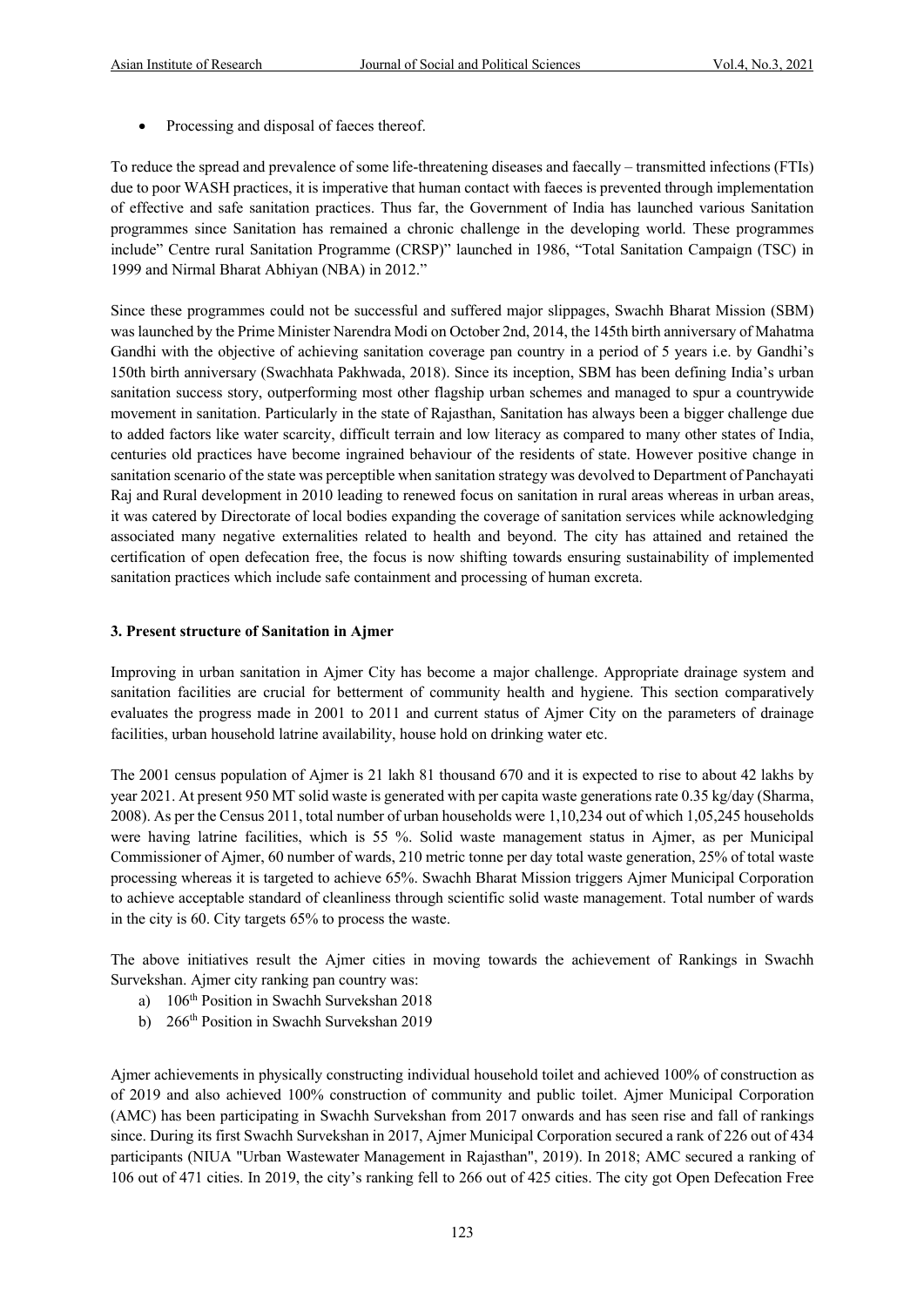- Processing and disposal of faeces thereof.

To reduce the spread and prevalence of some life-threatening diseases and faecally – transmitted infections (FTIs) due to poor WASH practices, it is imperative that human contact with faeces is prevented through implementation of effective and safe sanitation practices. Thus far, the Government of India has launched various Sanitation programmes since Sanitation has remained a chronic challenge in the developing world. These programmes include" Centre rural Sanitation Programme (CRSP)" launched in 1986, "Total Sanitation Campaign (TSC) in 1999 and Nirmal Bharat Abhiyan (NBA) in 2012."

Since these programmes could not be successful and suffered major slippages, Swachh Bharat Mission (SBM) was launched by the Prime Minister Narendra Modi on October 2nd, 2014, the 145th birth anniversary of Mahatma Gandhi with the objective of achieving sanitation coverage pan country in a period of 5 years i.e. by Gandhi's 150th birth anniversary (Swachhata Pakhwada, 2018). Since its inception, SBM has been defining India's urban sanitation success story, outperforming most other flagship urban schemes and managed to spur a countrywide movement in sanitation. Particularly in the state of Rajasthan, Sanitation has always been a bigger challenge due to added factors like water scarcity, difficult terrain and low literacy as compared to many other states of India, centuries old practices have become ingrained behaviour of the residents of state. However positive change in sanitation scenario of the state was perceptible when sanitation strategy was devolved to Department of Panchayati Raj and Rural development in 2010 leading to renewed focus on sanitation in rural areas whereas in urban areas, it was catered by Directorate of local bodies expanding the coverage of sanitation services while acknowledging associated many negative externalities related to health and beyond. The city has attained and retained the certification of open defecation free, the focus is now shifting towards ensuring sustainability of implemented sanitation practices which include safe containment and processing of human excreta.

### 3. Present structure of Sanitation in Ajmer

Improving in urban sanitation in Ajmer City has become a major challenge. Appropriate drainage system and sanitation facilities are crucial for betterment of community health and hygiene. This section comparatively evaluates the progress made in 2001 to 2011 and current status of Ajmer City on the parameters of drainage facilities, urban household latrine availability, house hold on drinking water etc.

The 2001 census population of Ajmer is 21 lakh 81 thousand 670 and it is expected to rise to about 42 lakhs by year 2021. At present 950 MT solid waste is generated with per capita waste generations rate 0.35 kg/day (Sharma, 2008). As per the Census 2011, total number of urban households were 1,10,234 out of which 1,05,245 households were having latrine facilities, which is 55 %. Solid waste management status in Ajmer, as per Municipal Commissioner of Ajmer, 60 number of wards, 210 metric tonne per day total waste generation, 25% of total waste processing whereas it is targeted to achieve 65%. Swachh Bharat Mission triggers Ajmer Municipal Corporation to achieve acceptable standard of cleanliness through scientific solid waste management. Total number of wards in the city is 60. City targets 65% to process the waste.

The above initiatives result the Ajmer cities in moving towards the achievement of Rankings in Swachh Survekshan. Ajmer city ranking pan country was:

a) 106th Position in Swachh Survekshan 2018
b) 266th Position in Swachh Survekshan 2019

Ajmer achievements in physically constructing individual household toilet and achieved 100% of construction as of 2019 and also achieved 100% construction of community and public toilet. Ajmer Municipal Corporation (AMC) has been participating in Swachh Survekshan from 2017 onwards and has seen rise and fall of rankings since. During its first Swachh Survekshan in 2017, Ajmer Municipal Corporation secured a rank of 226 out of 434 participants (NIUA "Urban Wastewater Management in Rajasthan", 2019). In 2018; AMC secured a ranking of 106 out of 471 cities. In 2019, the city's ranking fell to 266 out of 425 cities. The city got Open Defecation Free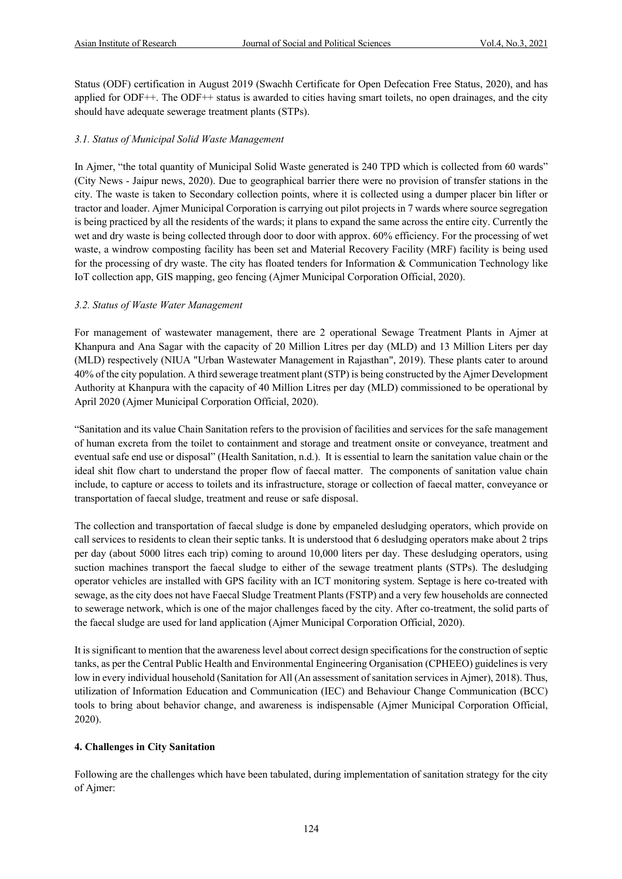Status (ODF) certification in August 2019 (Swachh Certificate for Open Defecation Free Status, 2020), and has applied for ODF++. The ODF++ status is awarded to cities having smart toilets, no open drainages, and the city should have adequate sewerage treatment plants (STPs).

### *3.1. Status of Municipal Solid Waste Management*

In Ajmer, "the total quantity of Municipal Solid Waste generated is 240 TPD which is collected from 60 wards" (City News - Jaipur news, 2020). Due to geographical barrier there were no provision of transfer stations in the city. The waste is taken to Secondary collection points, where it is collected using a dumper placer bin lifter or tractor and loader. Ajmer Municipal Corporation is carrying out pilot projects in 7 wards where source segregation is being practiced by all the residents of the wards; it plans to expand the same across the entire city. Currently the wet and dry waste is being collected through door to door with approx. 60% efficiency. For the processing of wet waste, a windrow composting facility has been set and Material Recovery Facility (MRF) facility is being used for the processing of dry waste. The city has floated tenders for Information & Communication Technology like IoT collection app, GIS mapping, geo fencing (Ajmer Municipal Corporation Official, 2020).

### *3.2. Status of Waste Water Management*

For management of wastewater management, there are 2 operational Sewage Treatment Plants in Ajmer at Khanpura and Ana Sagar with the capacity of 20 Million Litres per day (MLD) and 13 Million Liters per day (MLD) respectively (NIUA "Urban Wastewater Management in Rajasthan", 2019). These plants cater to around 40% of the city population. A third sewerage treatment plant (STP) is being constructed by the Ajmer Development Authority at Khanpura with the capacity of 40 Million Litres per day (MLD) commissioned to be operational by April 2020 (Ajmer Municipal Corporation Official, 2020).

"Sanitation and its value Chain Sanitation refers to the provision of facilities and services for the safe management of human excreta from the toilet to containment and storage and treatment onsite or conveyance, treatment and eventual safe end use or disposal" (Health Sanitation, n.d.). It is essential to learn the sanitation value chain or the ideal shit flow chart to understand the proper flow of faecal matter. The components of sanitation value chain include, to capture or access to toilets and its infrastructure, storage or collection of faecal matter, conveyance or transportation of faecal sludge, treatment and reuse or safe disposal.

The collection and transportation of faecal sludge is done by empaneled desludging operators, which provide on call services to residents to clean their septic tanks. It is understood that 6 desludging operators make about 2 trips per day (about 5000 litres each trip) coming to around 10,000 liters per day. These desludging operators, using suction machines transport the faecal sludge to either of the sewage treatment plants (STPs). The desludging operator vehicles are installed with GPS facility with an ICT monitoring system. Septage is here co-treated with sewage, as the city does not have Faecal Sludge Treatment Plants (FSTP) and a very few households are connected to sewerage network, which is one of the major challenges faced by the city. After co-treatment, the solid parts of the faecal sludge are used for land application (Ajmer Municipal Corporation Official, 2020).

It is significant to mention that the awareness level about correct design specifications for the construction of septic tanks, as per the Central Public Health and Environmental Engineering Organisation (CPHEEO) guidelines is very low in every individual household (Sanitation for All (An assessment of sanitation services in Ajmer), 2018). Thus, utilization of Information Education and Communication (IEC) and Behaviour Change Communication (BCC) tools to bring about behavior change, and awareness is indispensable (Ajmer Municipal Corporation Official, 2020).

## 4. Challenges in City Sanitation

Following are the challenges which have been tabulated, during implementation of sanitation strategy for the city of Ajmer: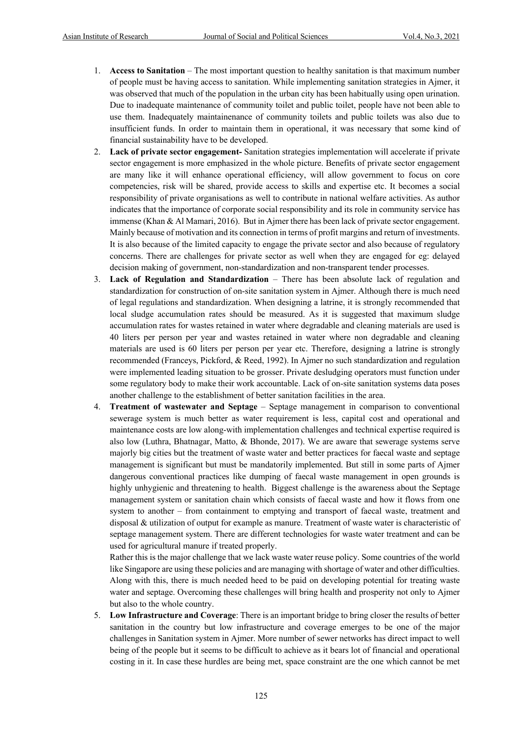1. **Access to Sanitation** – The most important question to healthy sanitation is that maximum number of people must be having access to sanitation. While implementing sanitation strategies in Ajmer, it was observed that much of the population in the urban city has been habitually using open urination. Due to inadequate maintenance of community toilet and public toilet, people have not been able to use them. Inadequately maintainenance of community toilets and public toilets was also due to insufficient funds. In order to maintain them in operational, it was necessary that some kind of financial sustainability have to be developed.
2. **Lack of private sector engagement-** Sanitation strategies implementation will accelerate if private sector engagement is more emphasized in the whole picture. Benefits of private sector engagement are many like it will enhance operational efficiency, will allow government to focus on core competencies, risk will be shared, provide access to skills and expertise etc. It becomes a social responsibility of private organisations as well to contribute in national welfare activities. As author indicates that the importance of corporate social responsibility and its role in community service has immense (Khan & Al Mamari, 2016). But in Ajmer there has been lack of private sector engagement. Mainly because of motivation and its connection in terms of profit margins and return of investments. It is also because of the limited capacity to engage the private sector and also because of regulatory concerns. There are challenges for private sector as well when they are engaged for eg: delayed decision making of government, non-standardization and non-transparent tender processes.
3. **Lack of Regulation and Standardization** – There has been absolute lack of regulation and standardization for construction of on-site sanitation system in Ajmer. Although there is much need of legal regulations and standardization. When designing a latrine, it is strongly recommended that local sludge accumulation rates should be measured. As it is suggested that maximum sludge accumulation rates for wastes retained in water where degradable and cleaning materials are used is 40 liters per person per year and wastes retained in water where non degradable and cleaning materials are used is 60 liters per person per year etc. Therefore, designing a latrine is strongly recommended (Franceys, Pickford, & Reed, 1992). In Ajmer no such standardization and regulation were implemented leading situation to be grosser. Private desludging operators must function under some regulatory body to make their work accountable. Lack of on-site sanitation systems data poses another challenge to the establishment of better sanitation facilities in the area.
4. **Treatment of wastewater and Septage** – Septage management in comparison to conventional sewerage system is much better as water requirement is less, capital cost and operational and maintenance costs are low along-with implementation challenges and technical expertise required is also low (Luthra, Bhatnagar, Matto, & Bhonde, 2017). We are aware that sewerage systems serve majorly big cities but the treatment of waste water and better practices for faecal waste and septage management is significant but must be mandatorily implemented. But still in some parts of Ajmer dangerous conventional practices like dumping of faecal waste management in open grounds is highly unhygienic and threatening to health. Biggest challenge is the awareness about the Septage management system or sanitation chain which consists of faecal waste and how it flows from one system to another – from containment to emptying and transport of faecal waste, treatment and disposal & utilization of output for example as manure. Treatment of waste water is characteristic of septage management system. There are different technologies for waste water treatment and can be used for agricultural manure if treated properly.

   Rather this is the major challenge that we lack waste water reuse policy. Some countries of the world like Singapore are using these policies and are managing with shortage of water and other difficulties. Along with this, there is much needed heed to be paid on developing potential for treating waste water and septage. Overcoming these challenges will bring health and prosperity not only to Ajmer but also to the whole country.
5. **Low Infrastructure and Coverage**: There is an important bridge to bring closer the results of better sanitation in the country but low infrastructure and coverage emerges to be one of the major challenges in Sanitation system in Ajmer. More number of sewer networks has direct impact to well being of the people but it seems to be difficult to achieve as it bears lot of financial and operational costing in it. In case these hurdles are being met, space constraint are the one which cannot be met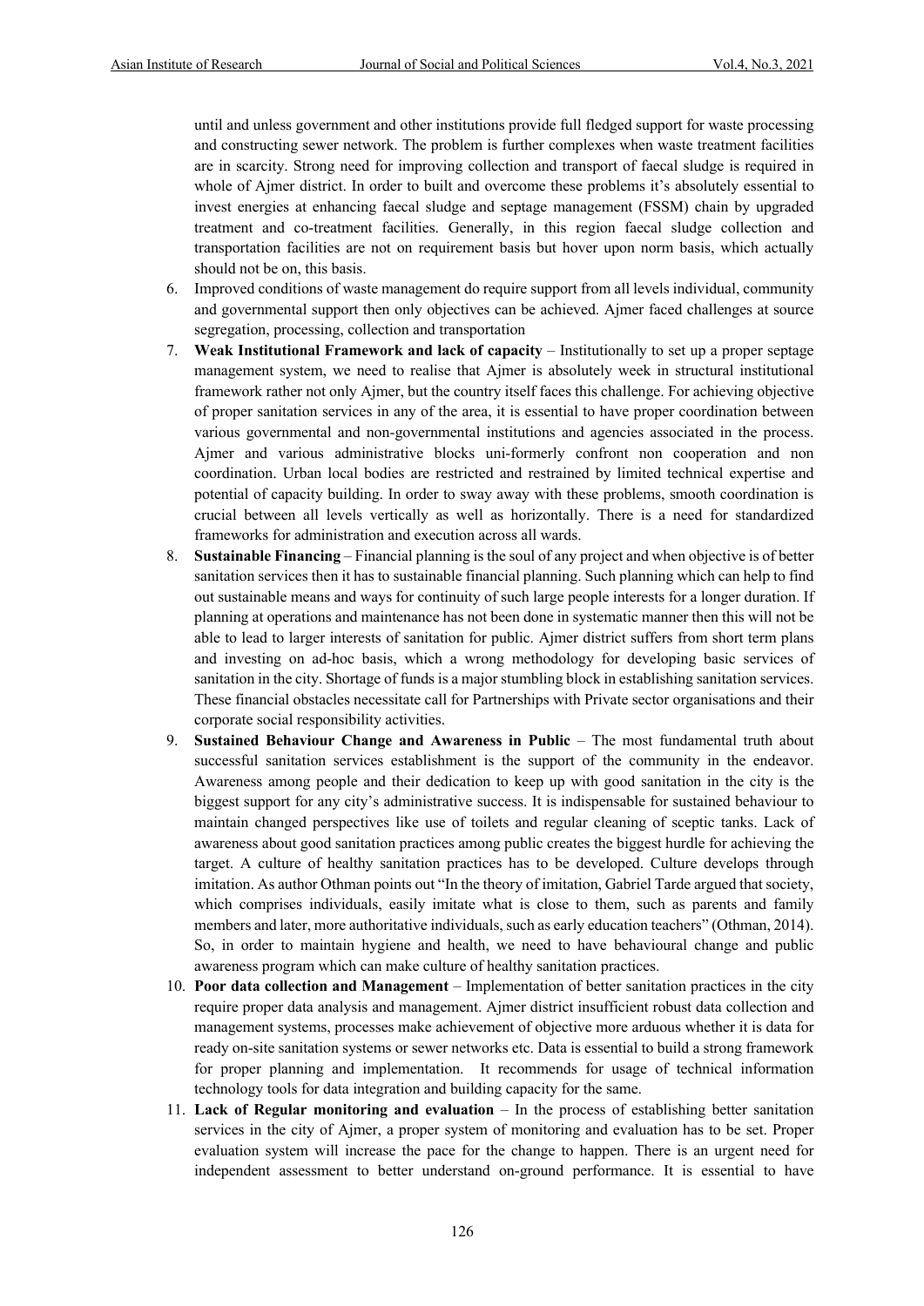until and unless government and other institutions provide full fledged support for waste processing and constructing sewer network. The problem is further complexes when waste treatment facilities are in scarcity. Strong need for improving collection and transport of faecal sludge is required in whole of Ajmer district. In order to built and overcome these problems it's absolutely essential to invest energies at enhancing faecal sludge and septage management (FSSM) chain by upgraded treatment and co-treatment facilities. Generally, in this region faecal sludge collection and transportation facilities are not on requirement basis but hover upon norm basis, which actually should not be on, this basis.

6. Improved conditions of waste management do require support from all levels individual, community and governmental support then only objectives can be achieved. Ajmer faced challenges at source segregation, processing, collection and transportation
7. **Weak Institutional Framework and lack of capacity** – Institutionally to set up a proper septage management system, we need to realise that Ajmer is absolutely week in structural institutional framework rather not only Ajmer, but the country itself faces this challenge. For achieving objective of proper sanitation services in any of the area, it is essential to have proper coordination between various governmental and non-governmental institutions and agencies associated in the process. Ajmer and various administrative blocks uni-formerly confront non cooperation and non coordination. Urban local bodies are restricted and restrained by limited technical expertise and potential of capacity building. In order to sway away with these problems, smooth coordination is crucial between all levels vertically as well as horizontally. There is a need for standardized frameworks for administration and execution across all wards.
8. **Sustainable Financing** – Financial planning is the soul of any project and when objective is of better sanitation services then it has to sustainable financial planning. Such planning which can help to find out sustainable means and ways for continuity of such large people interests for a longer duration. If planning at operations and maintenance has not been done in systematic manner then this will not be able to lead to larger interests of sanitation for public. Ajmer district suffers from short term plans and investing on ad-hoc basis, which a wrong methodology for developing basic services of sanitation in the city. Shortage of funds is a major stumbling block in establishing sanitation services. These financial obstacles necessitate call for Partnerships with Private sector organisations and their corporate social responsibility activities.
9. **Sustained Behaviour Change and Awareness in Public** – The most fundamental truth about successful sanitation services establishment is the support of the community in the endeavor. Awareness among people and their dedication to keep up with good sanitation in the city is the biggest support for any city's administrative success. It is indispensable for sustained behaviour to maintain changed perspectives like use of toilets and regular cleaning of sceptic tanks. Lack of awareness about good sanitation practices among public creates the biggest hurdle for achieving the target. A culture of healthy sanitation practices has to be developed. Culture develops through imitation. As author Othman points out "In the theory of imitation, Gabriel Tarde argued that society, which comprises individuals, easily imitate what is close to them, such as parents and family members and later, more authoritative individuals, such as early education teachers" (Othman, 2014). So, in order to maintain hygiene and health, we need to have behavioural change and public awareness program which can make culture of healthy sanitation practices.
10. **Poor data collection and Management** – Implementation of better sanitation practices in the city require proper data analysis and management. Ajmer district insufficient robust data collection and management systems, processes make achievement of objective more arduous whether it is data for ready on-site sanitation systems or sewer networks etc. Data is essential to build a strong framework for proper planning and implementation. It recommends for usage of technical information technology tools for data integration and building capacity for the same.
11. **Lack of Regular monitoring and evaluation** – In the process of establishing better sanitation services in the city of Ajmer, a proper system of monitoring and evaluation has to be set. Proper evaluation system will increase the pace for the change to happen. There is an urgent need for independent assessment to better understand on-ground performance. It is essential to have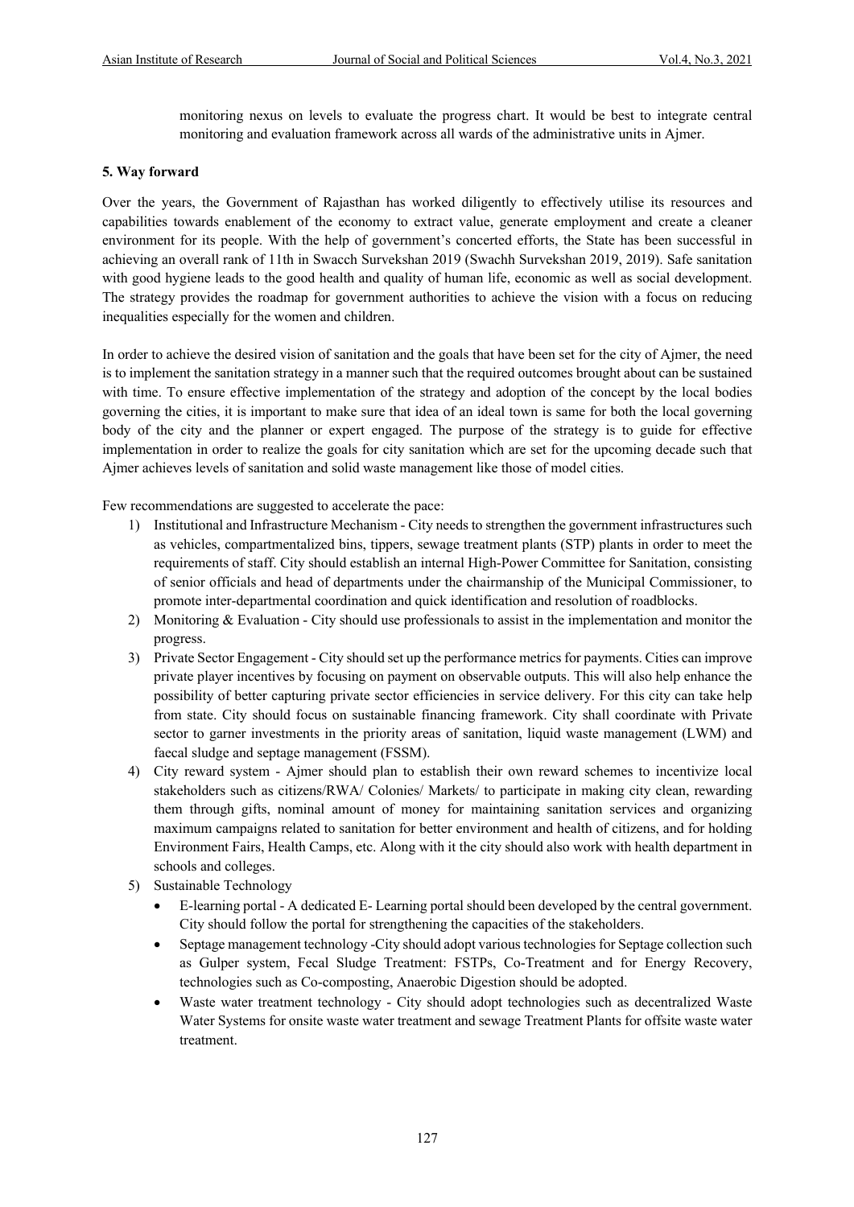monitoring nexus on levels to evaluate the progress chart. It would be best to integrate central monitoring and evaluation framework across all wards of the administrative units in Ajmer.

## 5. Way forward

Over the years, the Government of Rajasthan has worked diligently to effectively utilise its resources and capabilities towards enablement of the economy to extract value, generate employment and create a cleaner environment for its people. With the help of government's concerted efforts, the State has been successful in achieving an overall rank of 11th in Swacch Survekshan 2019 (Swachh Survekshan 2019, 2019). Safe sanitation with good hygiene leads to the good health and quality of human life, economic as well as social development. The strategy provides the roadmap for government authorities to achieve the vision with a focus on reducing inequalities especially for the women and children.

In order to achieve the desired vision of sanitation and the goals that have been set for the city of Ajmer, the need is to implement the sanitation strategy in a manner such that the required outcomes brought about can be sustained with time. To ensure effective implementation of the strategy and adoption of the concept by the local bodies governing the cities, it is important to make sure that idea of an ideal town is same for both the local governing body of the city and the planner or expert engaged. The purpose of the strategy is to guide for effective implementation in order to realize the goals for city sanitation which are set for the upcoming decade such that Ajmer achieves levels of sanitation and solid waste management like those of model cities.

Few recommendations are suggested to accelerate the pace:

1) Institutional and Infrastructure Mechanism - City needs to strengthen the government infrastructures such as vehicles, compartmentalized bins, tippers, sewage treatment plants (STP) plants in order to meet the requirements of staff. City should establish an internal High-Power Committee for Sanitation, consisting of senior officials and head of departments under the chairmanship of the Municipal Commissioner, to promote inter-departmental coordination and quick identification and resolution of roadblocks.
2) Monitoring & Evaluation - City should use professionals to assist in the implementation and monitor the progress.
3) Private Sector Engagement - City should set up the performance metrics for payments. Cities can improve private player incentives by focusing on payment on observable outputs. This will also help enhance the possibility of better capturing private sector efficiencies in service delivery. For this city can take help from state. City should focus on sustainable financing framework. City shall coordinate with Private sector to garner investments in the priority areas of sanitation, liquid waste management (LWM) and faecal sludge and septage management (FSSM).
4) City reward system - Ajmer should plan to establish their own reward schemes to incentivize local stakeholders such as citizens/RWA/ Colonies/ Markets/ to participate in making city clean, rewarding them through gifts, nominal amount of money for maintaining sanitation services and organizing maximum campaigns related to sanitation for better environment and health of citizens, and for holding Environment Fairs, Health Camps, etc. Along with it the city should also work with health department in schools and colleges.
5) Sustainable Technology
   - E-learning portal - A dedicated E- Learning portal should been developed by the central government. City should follow the portal for strengthening the capacities of the stakeholders.
   - Septage management technology -City should adopt various technologies for Septage collection such as Gulper system, Fecal Sludge Treatment: FSTPs, Co-Treatment and for Energy Recovery, technologies such as Co-composting, Anaerobic Digestion should be adopted.
   - Waste water treatment technology - City should adopt technologies such as decentralized Waste Water Systems for onsite waste water treatment and sewage Treatment Plants for offsite waste water treatment.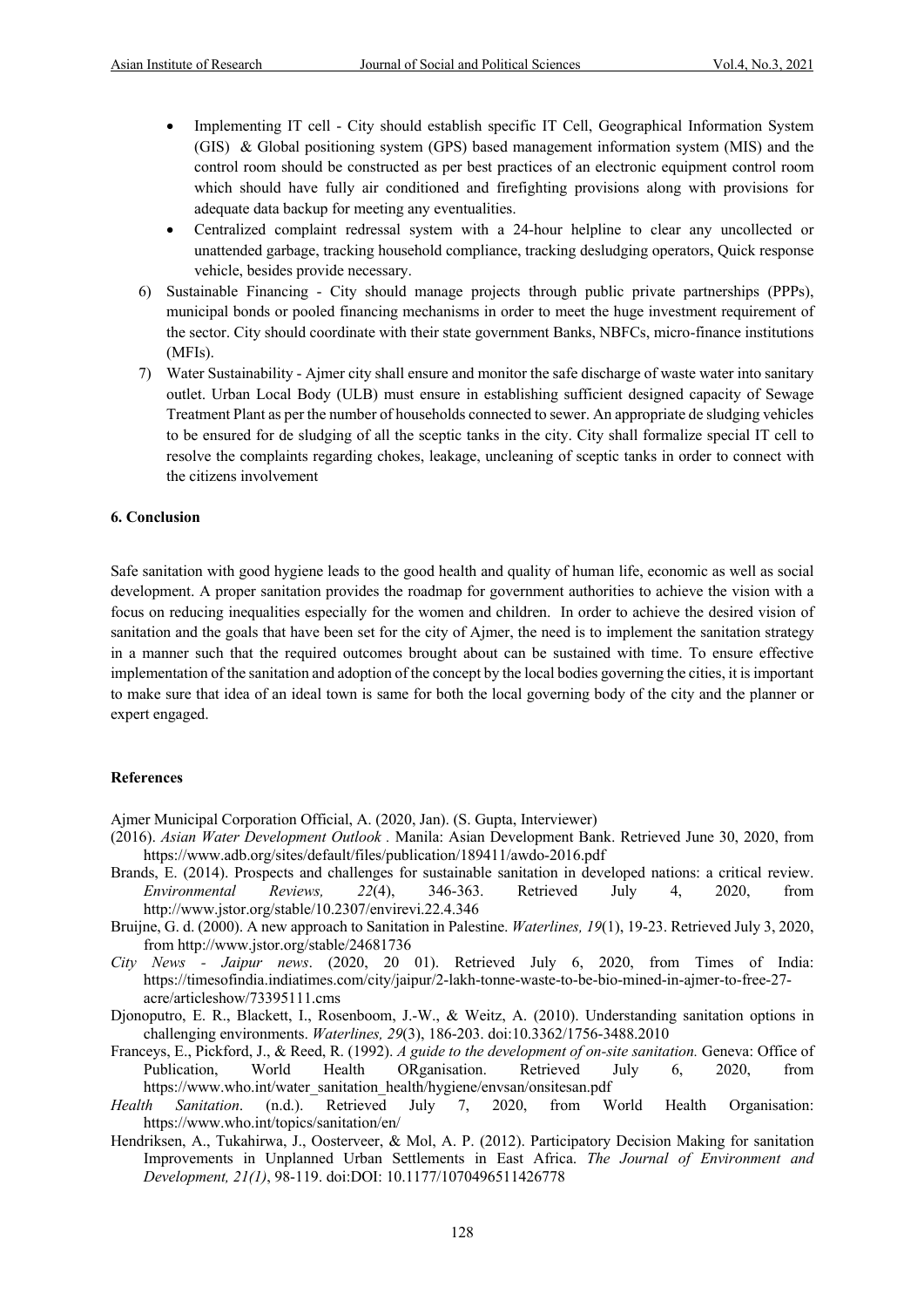- Implementing IT cell - City should establish specific IT Cell, Geographical Information System (GIS) & Global positioning system (GPS) based management information system (MIS) and the control room should be constructed as per best practices of an electronic equipment control room which should have fully air conditioned and firefighting provisions along with provisions for adequate data backup for meeting any eventualities.
- Centralized complaint redressal system with a 24-hour helpline to clear any uncollected or unattended garbage, tracking household compliance, tracking desludging operators, Quick response vehicle, besides provide necessary.

6) Sustainable Financing - City should manage projects through public private partnerships (PPPs), municipal bonds or pooled financing mechanisms in order to meet the huge investment requirement of the sector. City should coordinate with their state government Banks, NBFCs, micro-finance institutions (MFIs).
7) Water Sustainability - Ajmer city shall ensure and monitor the safe discharge of waste water into sanitary outlet. Urban Local Body (ULB) must ensure in establishing sufficient designed capacity of Sewage Treatment Plant as per the number of households connected to sewer. An appropriate de sludging vehicles to be ensured for de sludging of all the sceptic tanks in the city. City shall formalize special IT cell to resolve the complaints regarding chokes, leakage, uncleaning of sceptic tanks in order to connect with the citizens involvement

**6. Conclusion**

Safe sanitation with good hygiene leads to the good health and quality of human life, economic as well as social development. A proper sanitation provides the roadmap for government authorities to achieve the vision with a focus on reducing inequalities especially for the women and children. In order to achieve the desired vision of sanitation and the goals that have been set for the city of Ajmer, the need is to implement the sanitation strategy in a manner such that the required outcomes brought about can be sustained with time. To ensure effective implementation of the sanitation and adoption of the concept by the local bodies governing the cities, it is important to make sure that idea of an ideal town is same for both the local governing body of the city and the planner or expert engaged.

**References**

Ajmer Municipal Corporation Official, A. (2020, Jan). (S. Gupta, Interviewer)

(2016). *Asian Water Development Outlook .* Manila: Asian Development Bank. Retrieved June 30, 2020, from https://www.adb.org/sites/default/files/publication/189411/awdo-2016.pdf

Brands, E. (2014). Prospects and challenges for sustainable sanitation in developed nations: a critical review. *Environmental Reviews, 22*(4), 346-363. Retrieved July 4, 2020, from http://www.jstor.org/stable/10.2307/envirevi.22.4.346

Bruijne, G. d. (2000). A new approach to Sanitation in Palestine. *Waterlines, 19*(1), 19-23. Retrieved July 3, 2020, from http://www.jstor.org/stable/24681736

*City News - Jaipur news*. (2020, 20 01). Retrieved July 6, 2020, from Times of India: https://timesofindia.indiatimes.com/city/jaipur/2-lakh-tonne-waste-to-be-bio-mined-in-ajmer-to-free-27-acre/articleshow/73395111.cms

Djonoputro, E. R., Blackett, I., Rosenboom, J.-W., & Weitz, A. (2010). Understanding sanitation options in challenging environments. *Waterlines, 29*(3), 186-203. doi:10.3362/1756-3488.2010

Franceys, E., Pickford, J., & Reed, R. (1992). *A guide to the development of on-site sanitation.* Geneva: Office of Publication, World Health ORganisation. Retrieved July 6, 2020, from https://www.who.int/water_sanitation_health/hygiene/envsan/onsitesan.pdf

*Health Sanitation*. (n.d.). Retrieved July 7, 2020, from World Health Organisation: https://www.who.int/topics/sanitation/en/

Hendriksen, A., Tukahirwa, J., Oosterveer, & Mol, A. P. (2012). Participatory Decision Making for sanitation Improvements in Unplanned Urban Settlements in East Africa. *The Journal of Environment and Development, 21(1)*, 98-119. doi:DOI: 10.1177/1070496511426778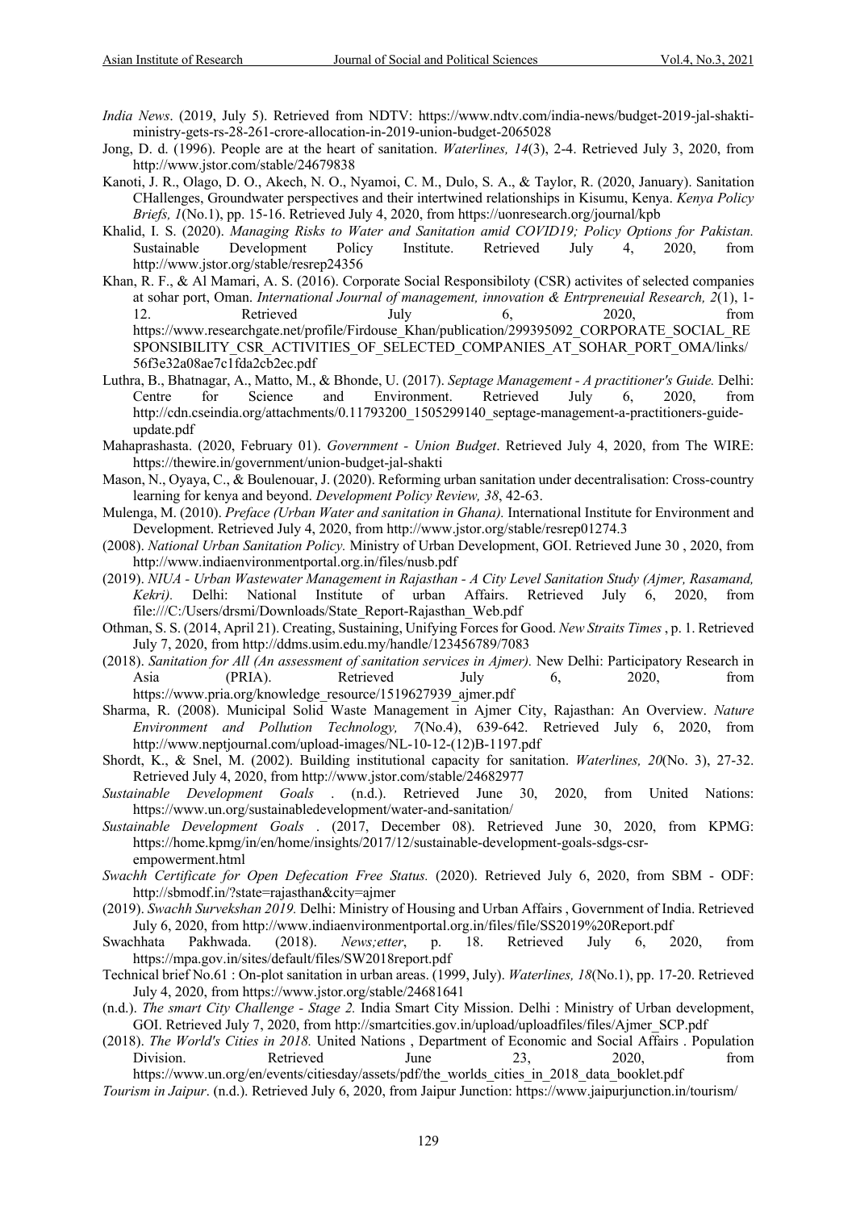*India News*. (2019, July 5). Retrieved from NDTV: https://www.ndtv.com/india-news/budget-2019-jal-shakti-ministry-gets-rs-28-261-crore-allocation-in-2019-union-budget-2065028

Jong, D. d. (1996). People are at the heart of sanitation. *Waterlines, 14*(3), 2-4. Retrieved July 3, 2020, from http://www.jstor.com/stable/24679838

Kanoti, J. R., Olago, D. O., Akech, N. O., Nyamoi, C. M., Dulo, S. A., & Taylor, R. (2020, January). Sanitation CHallenges, Groundwater perspectives and their intertwined relationships in Kisumu, Kenya. *Kenya Policy Briefs, 1*(No.1), pp. 15-16. Retrieved July 4, 2020, from https://uonresearch.org/journal/kpb

Khalid, I. S. (2020). *Managing Risks to Water and Sanitation amid COVID19; Policy Options for Pakistan.* Sustainable Development Policy Institute. Retrieved July 4, 2020, from http://www.jstor.org/stable/resrep24356

Khan, R. F., & Al Mamari, A. S. (2016). Corporate Social Responsibiloty (CSR) activites of selected companies at sohar port, Oman. *International Journal of management, innovation & Entrpreneuial Research, 2*(1), 1-12. Retrieved July 6, 2020, from https://www.researchgate.net/profile/Firdouse_Khan/publication/299395092_CORPORATE_SOCIAL_RESPONSIBILITY_CSR_ACTIVITIES_OF_SELECTED_COMPANIES_AT_SOHAR_PORT_OMA/links/56f3e32a08ae7c1fda2cb2ec.pdf

Luthra, B., Bhatnagar, A., Matto, M., & Bhonde, U. (2017). *Septage Management - A practitioner's Guide.* Delhi: Centre for Science and Environment. Retrieved July 6, 2020, from http://cdn.cseindia.org/attachments/0.11793200_1505299140_septage-management-a-practitioners-guide-update.pdf

Mahaprashasta. (2020, February 01). *Government - Union Budget*. Retrieved July 4, 2020, from The WIRE: https://thewire.in/government/union-budget-jal-shakti

Mason, N., Oyaya, C., & Boulenouar, J. (2020). Reforming urban sanitation under decentralisation: Cross-country learning for kenya and beyond. *Development Policy Review, 38*, 42-63.

Mulenga, M. (2010). *Preface (Urban Water and sanitation in Ghana).* International Institute for Environment and Development. Retrieved July 4, 2020, from http://www.jstor.org/stable/resrep01274.3

(2008). *National Urban Sanitation Policy.* Ministry of Urban Development, GOI. Retrieved June 30 , 2020, from http://www.indiaenvironmentportal.org.in/files/nusb.pdf

(2019). *NIUA - Urban Wastewater Management in Rajasthan - A City Level Sanitation Study (Ajmer, Rasamand, Kekri).* Delhi: National Institute of urban Affairs. Retrieved July 6, 2020, from file:///C:/Users/drsmi/Downloads/State_Report-Rajasthan_Web.pdf

Othman, S. S. (2014, April 21). Creating, Sustaining, Unifying Forces for Good. *New Straits Times* , p. 1. Retrieved July 7, 2020, from http://ddms.usim.edu.my/handle/123456789/7083

(2018). *Sanitation for All (An assessment of sanitation services in Ajmer).* New Delhi: Participatory Research in Asia (PRIA). Retrieved July 6, 2020, from https://www.pria.org/knowledge_resource/1519627939_ajmer.pdf

Sharma, R. (2008). Municipal Solid Waste Management in Ajmer City, Rajasthan: An Overview. *Nature Environment and Pollution Technology, 7*(No.4), 639-642. Retrieved July 6, 2020, from http://www.neptjournal.com/upload-images/NL-10-12-(12)B-1197.pdf

Shordt, K., & Snel, M. (2002). Building institutional capacity for sanitation. *Waterlines, 20*(No. 3), 27-32. Retrieved July 4, 2020, from http://www.jstor.com/stable/24682977

*Sustainable Development Goals* . (n.d.). Retrieved June 30, 2020, from United Nations: https://www.un.org/sustainabledevelopment/water-and-sanitation/

*Sustainable Development Goals* . (2017, December 08). Retrieved June 30, 2020, from KPMG: https://home.kpmg/in/en/home/insights/2017/12/sustainable-development-goals-sdgs-csr-empowerment.html

*Swachh Certificate for Open Defecation Free Status.* (2020). Retrieved July 6, 2020, from SBM - ODF: http://sbmodf.in/?state=rajasthan&city=ajmer

(2019). *Swachh Survekshan 2019.* Delhi: Ministry of Housing and Urban Affairs , Government of India. Retrieved July 6, 2020, from http://www.indiaenvironmentportal.org.in/files/file/SS2019%20Report.pdf

Swachhata Pakhwada. (2018). *News;etter*, p. 18. Retrieved July 6, 2020, from https://mpa.gov.in/sites/default/files/SW2018report.pdf

Technical brief No.61 : On-plot sanitation in urban areas. (1999, July). *Waterlines, 18*(No.1), pp. 17-20. Retrieved July 4, 2020, from https://www.jstor.com/stable/24681641

(n.d.). *The smart City Challenge - Stage 2.* India Smart City Mission. Delhi : Ministry of Urban development, GOI. Retrieved July 7, 2020, from http://smartcities.gov.in/upload/uploadfiles/files/Ajmer_SCP.pdf

(2018). *The World's Cities in 2018.* United Nations , Department of Economic and Social Affairs . Population Division. Retrieved June 23, 2020, from https://www.un.org/en/events/citiesday/assets/pdf/the_worlds_cities_in_2018_data_booklet.pdf

*Tourism in Jaipur*. (n.d.). Retrieved July 6, 2020, from Jaipur Junction: https://www.jaipurjunction.in/tourism/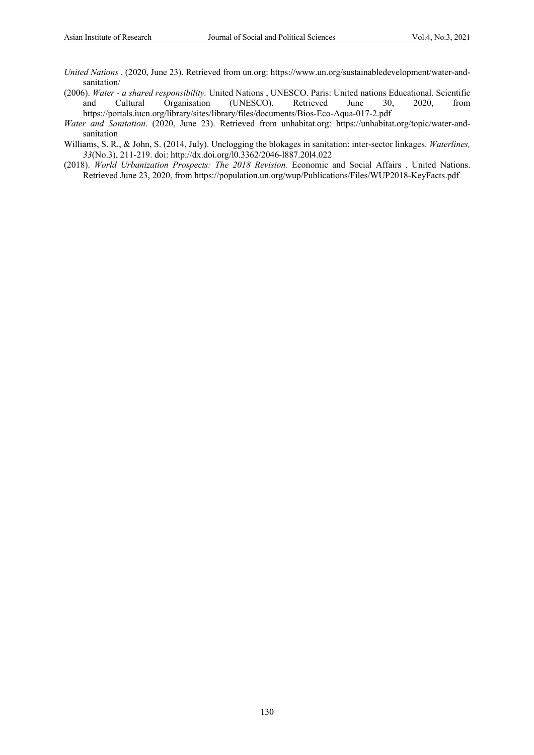*United Nations* . (2020, June 23). Retrieved from un.org: https://www.un.org/sustainabledevelopment/water-and-sanitation/

(2006). *Water - a shared responsibility.* United Nations , UNESCO. Paris: United nations Educational. Scientific and Cultural Organisation (UNESCO). Retrieved June 30, 2020, from https://portals.iucn.org/library/sites/library/files/documents/Bios-Eco-Aqua-017-2.pdf

*Water and Sanitation*. (2020, June 23). Retrieved from unhabitat.org: https://unhabitat.org/topic/water-and-sanitation

Williams, S. R., & John, S. (2014, July). Unclogging the blokages in sanitation: inter-sector linkages. *Waterlines, 33*(No.3), 211-219. doi: http://dx.doi.org/l0.3362/2046-l887.20l4.022

(2018). *World Urbanization Prospects: The 2018 Revision.* Economic and Social Affairs . United Nations. Retrieved June 23, 2020, from https://population.un.org/wup/Publications/Files/WUP2018-KeyFacts.pdf